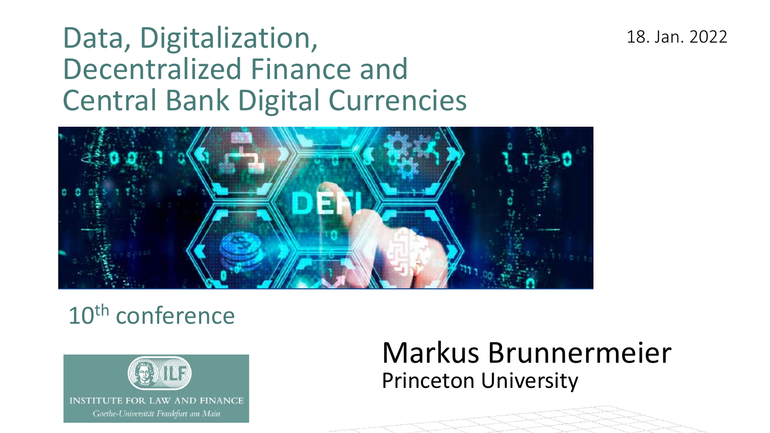# Data, Digitalization, Decentralized Finance and Central Bank Digital Currencies

18. Jan. 2022

10$^{th}$ conference

INSTITUTE FOR LAW AND FINANCE

*Goethe-Universität Frankfurt am Main*

Markus Brunnermeier

Princeton University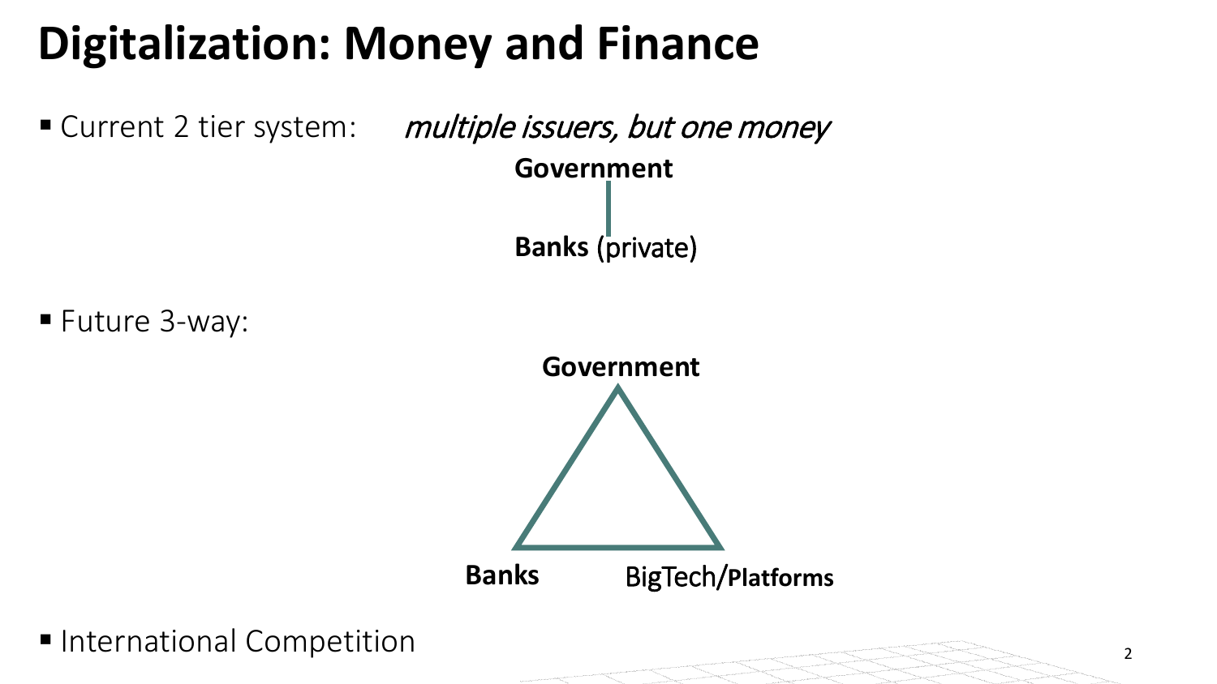# Digitalization: Money and Finance

- Current 2 tier system: *multiple issuers, but one money*

  **Government**

  **Banks** (private)

- Future 3-way:

  **Government**

  **Banks**

  **BigTech/Platforms**

- International Competition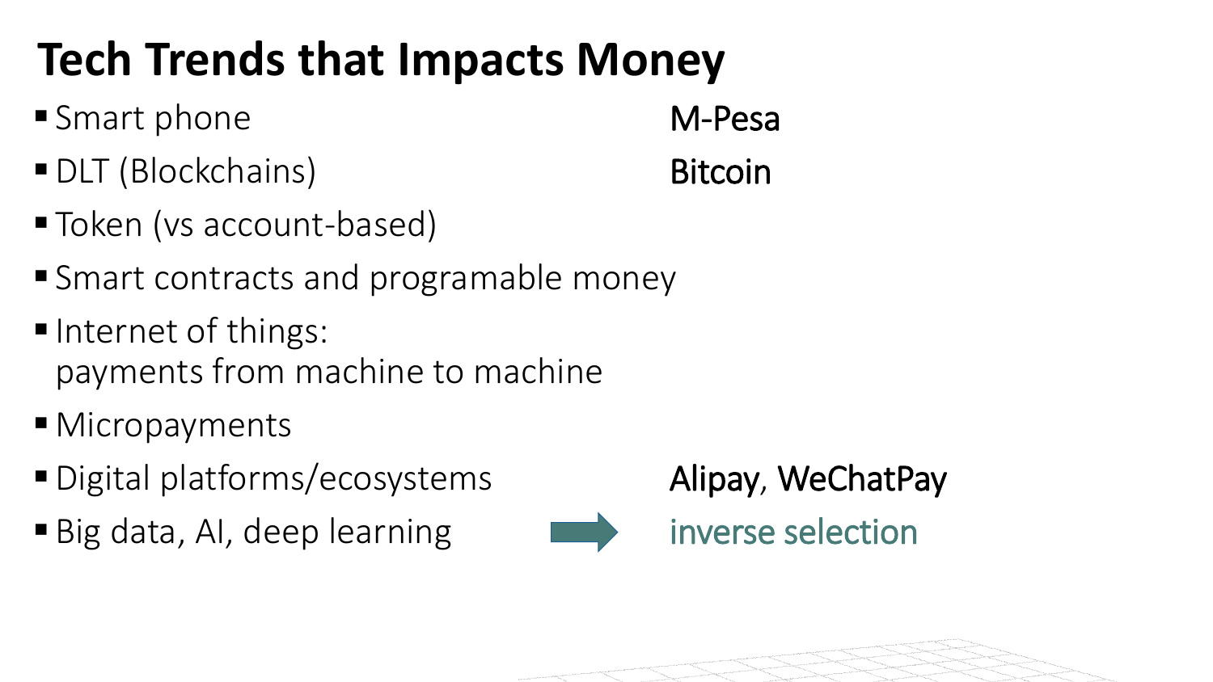# Tech Trends that Impacts Money

- Smart phone — M-Pesa
- DLT (Blockchains) — Bitcoin
- Token (vs account-based)
- Smart contracts and programable money
- Internet of things: payments from machine to machine
- Micropayments
- Digital platforms/ecosystems — Alipay, WeChatPay
- Big data, AI, deep learning → inverse selection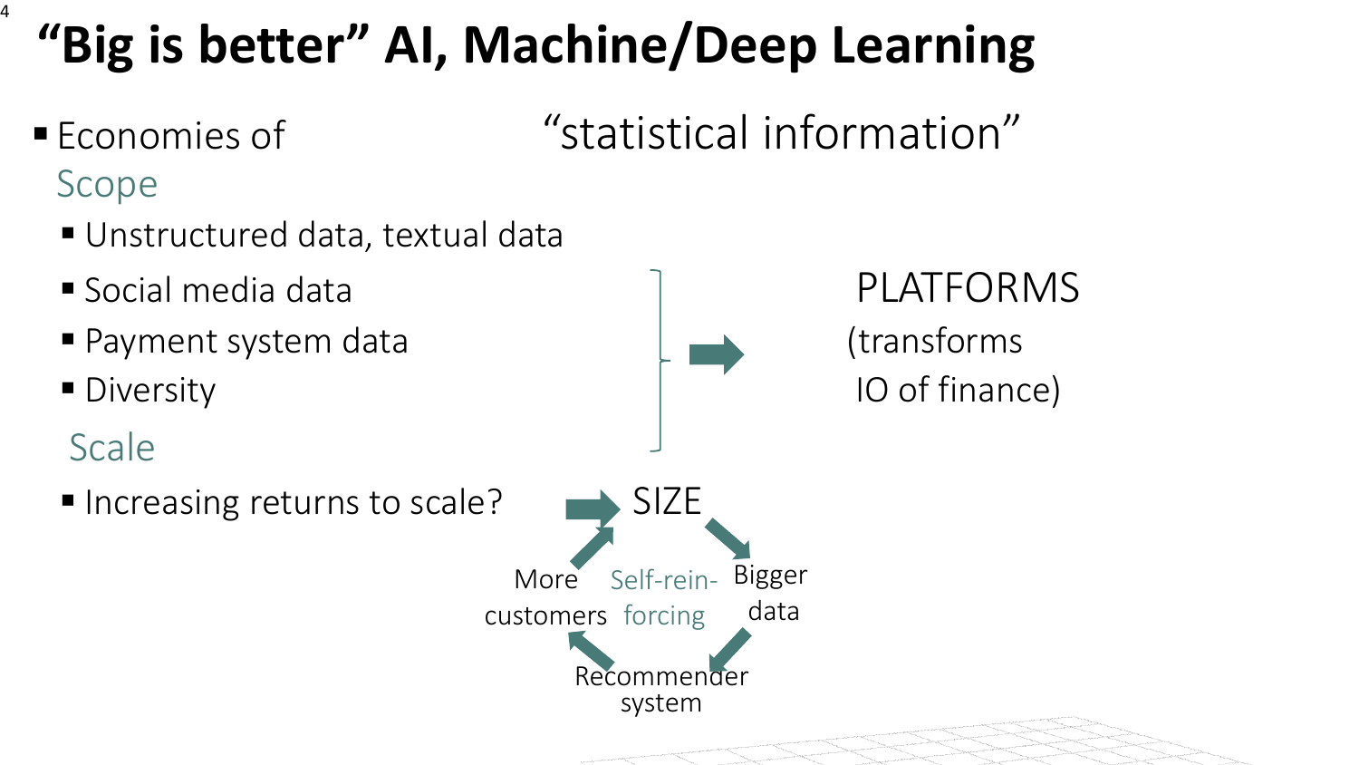# "Big is better" AI, Machine/Deep Learning

"statistical information"

- Economies of
  - Scope
    - Unstructured data, textual data
    - Social media data
    - Payment system data
    - Diversity
  - Scale
    - Increasing returns to scale?

Social media data, Payment system data, Diversity → PLATFORMS (transforms IO of finance)

Increasing returns to scale? → SIZE

Self-reinforcing: SIZE → Bigger data → Recommender system → More customers → SIZE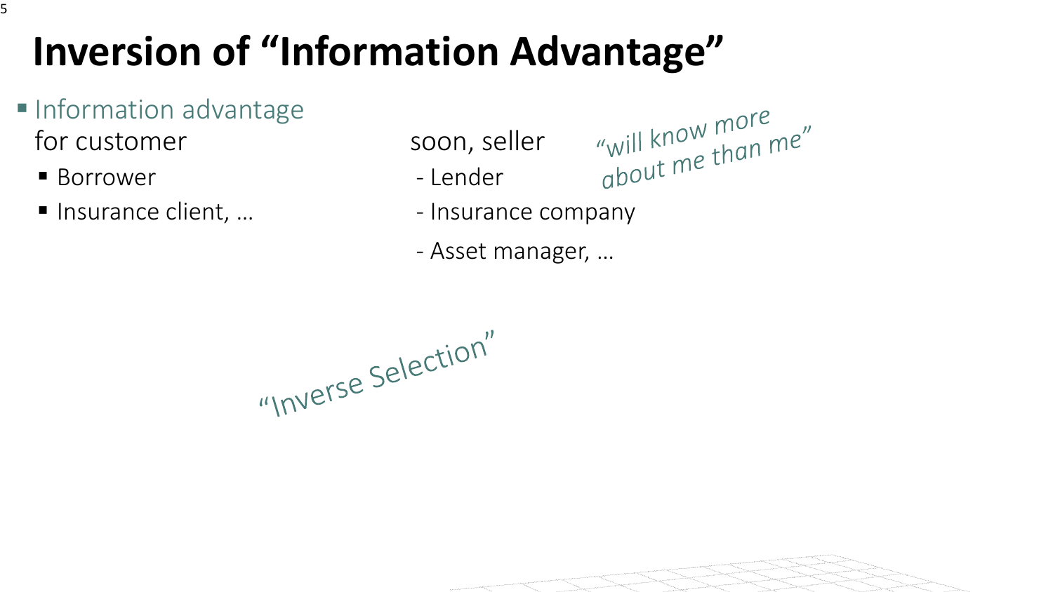# Inversion of "Information Advantage"

- Information advantage
  for customer
  - Borrower
  - Insurance client, …

soon, seller
- Lender
- Insurance company
- Asset manager, …

*"will know more about me than me"*

*"Inverse Selection"*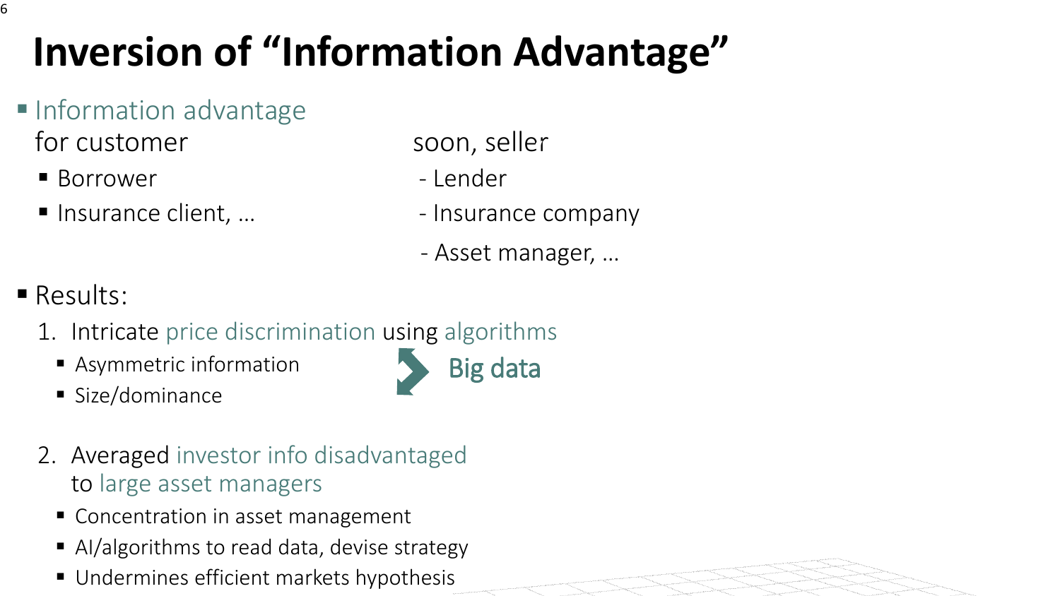# Inversion of "Information Advantage"

- Information advantage
  for customer → soon, seller
  - Borrower → - Lender
  - Insurance client, … → - Insurance company
  - - Asset manager, …

- Results:
  1. Intricate price discrimination using algorithms
     - Asymmetric information
     - Size/dominance
     
     Big data
  2. Averaged investor info disadvantaged to large asset managers
     - Concentration in asset management
     - AI/algorithms to read data, devise strategy
     - Undermines efficient markets hypothesis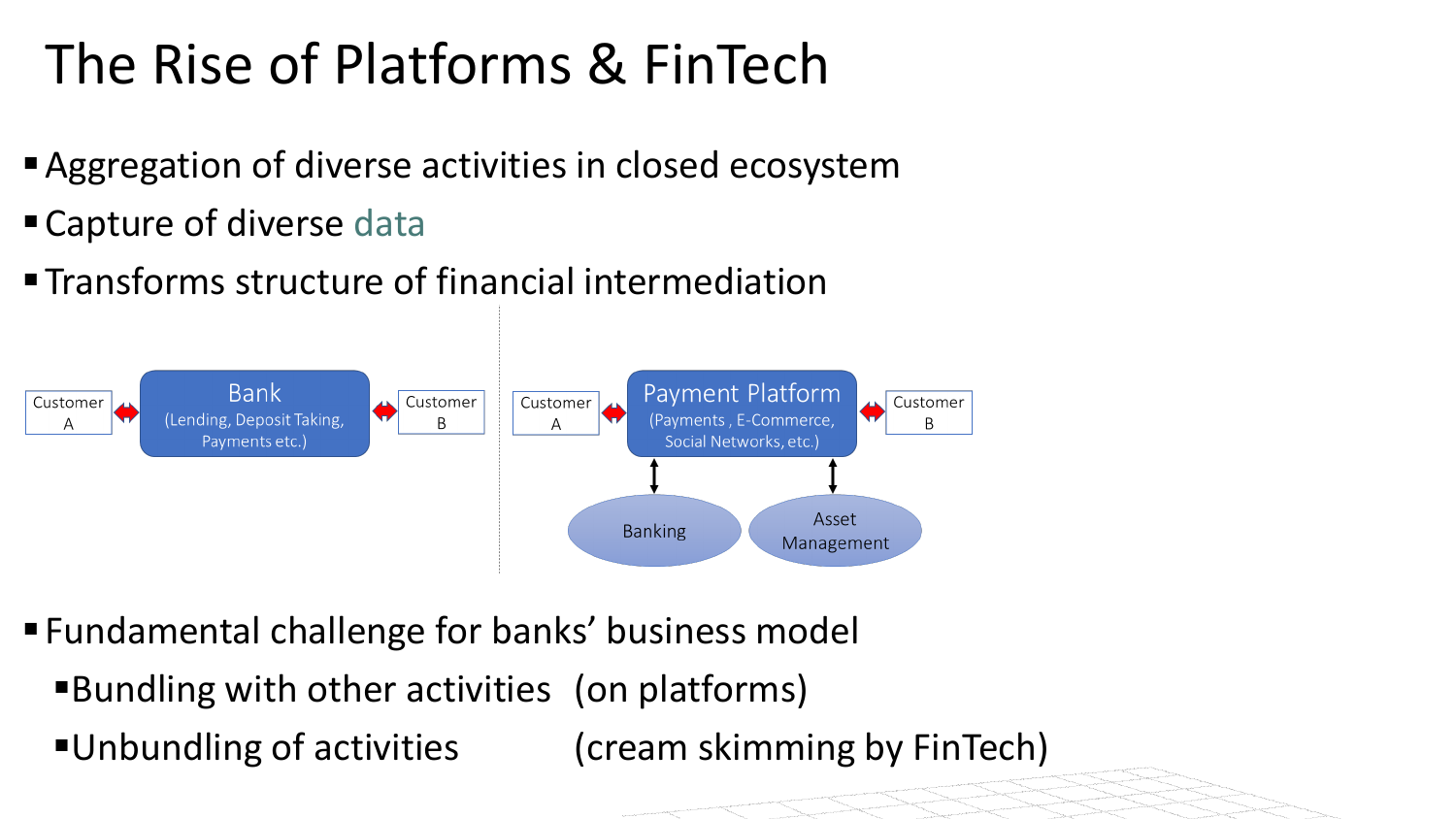# The Rise of Platforms & FinTech

- Aggregation of diverse activities in closed ecosystem
- Capture of diverse data
- Transforms structure of financial intermediation

Customer A ↔ Bank (Lending, Deposit Taking, Payments etc.) ↔ Customer B

Customer A ↔ Payment Platform (Payments , E-Commerce, Social Networks, etc.) ↔ Customer B

Payment Platform ↕ Banking

Payment Platform ↕ Asset Management

- Fundamental challenge for banks' business model
  - Bundling with other activities (on platforms)
  - Unbundling of activities (cream skimming by FinTech)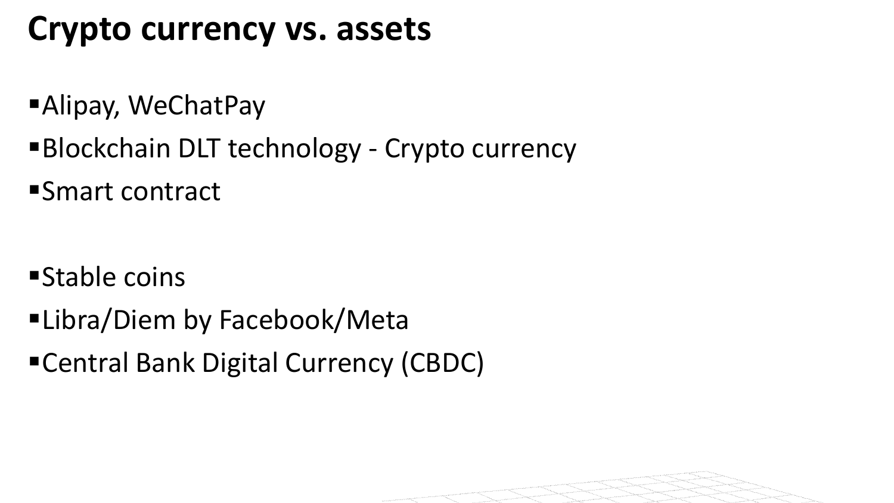# Crypto currency vs. assets

- Alipay, WeChatPay
- Blockchain DLT technology - Crypto currency
- Smart contract

- Stable coins
- Libra/Diem by Facebook/Meta
- Central Bank Digital Currency (CBDC)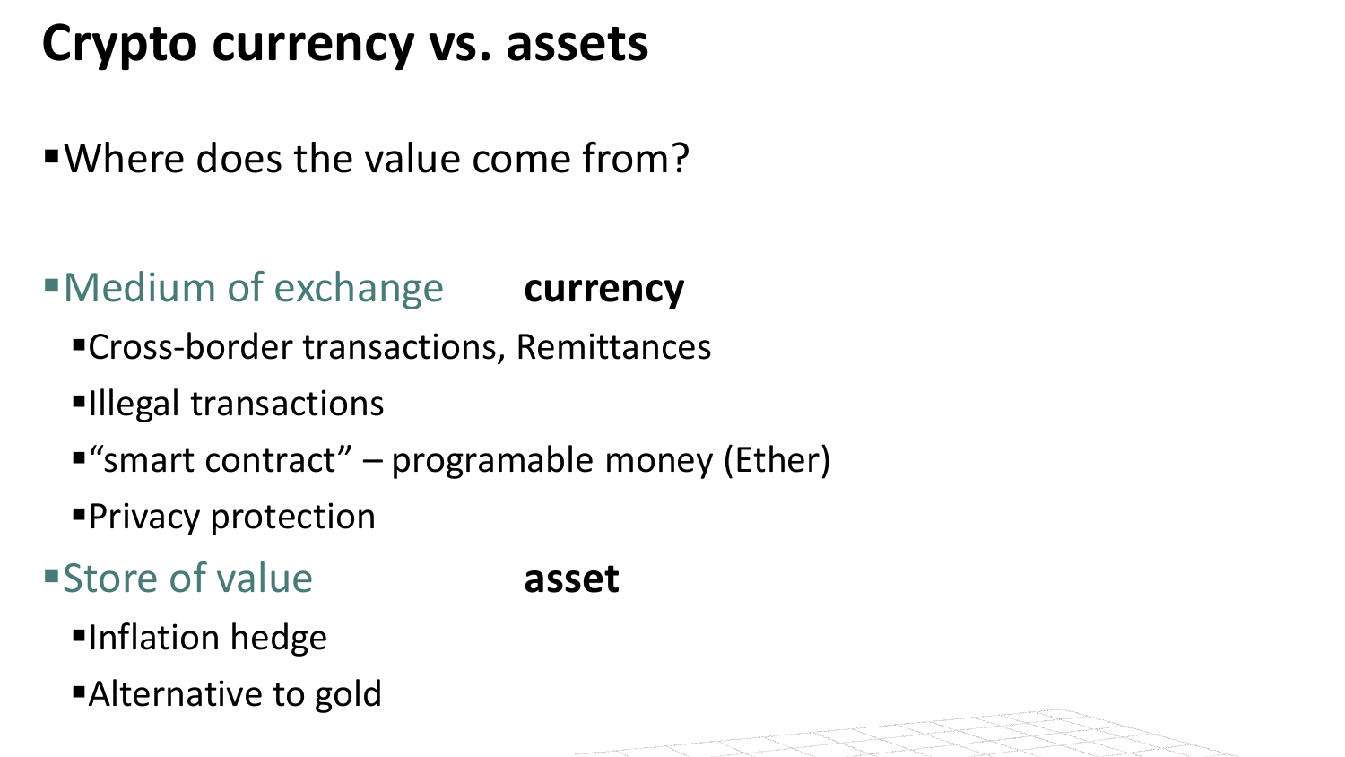# Crypto currency vs. assets

- Where does the value come from?

- Medium of exchange **currency**
  - Cross-border transactions, Remittances
  - Illegal transactions
  - "smart contract" – programable money (Ether)
  - Privacy protection
- Store of value **asset**
  - Inflation hedge
  - Alternative to gold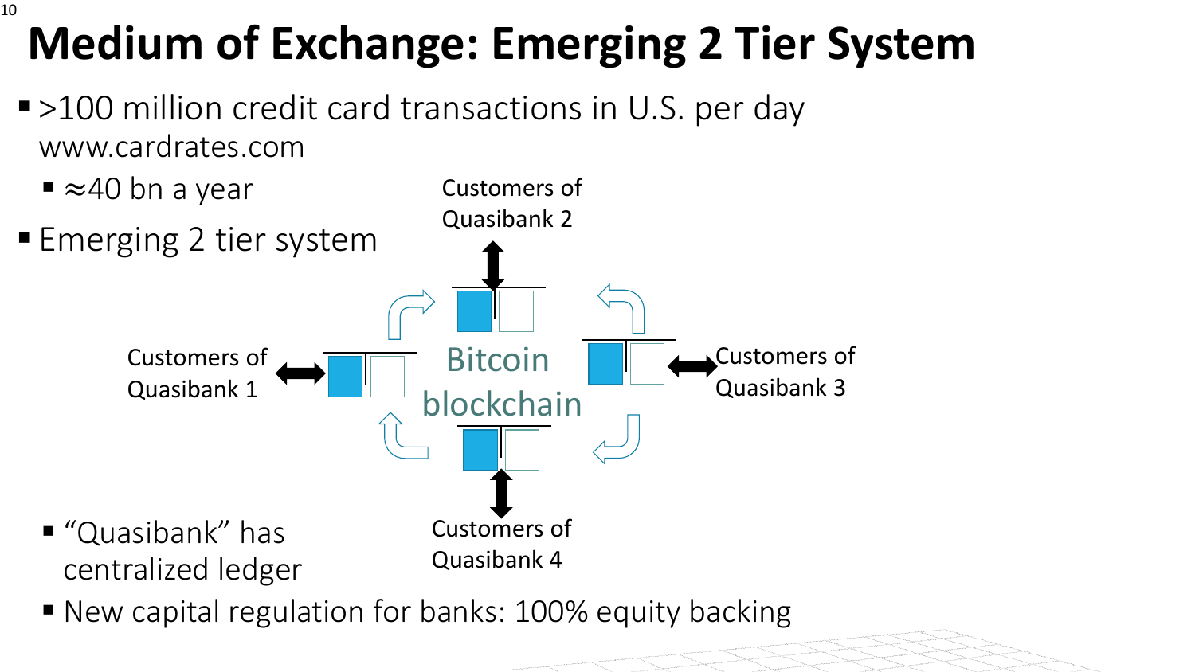# Medium of Exchange: Emerging 2 Tier System

- >100 million credit card transactions in U.S. per day www.cardrates.com
  - ≈40 bn a year
- Emerging 2 tier system

Customers of Quasibank 2

Customers of Quasibank 1

Bitcoin blockchain

Customers of Quasibank 3

Customers of Quasibank 4

  - "Quasibank" has centralized ledger
  - New capital regulation for banks: 100% equity backing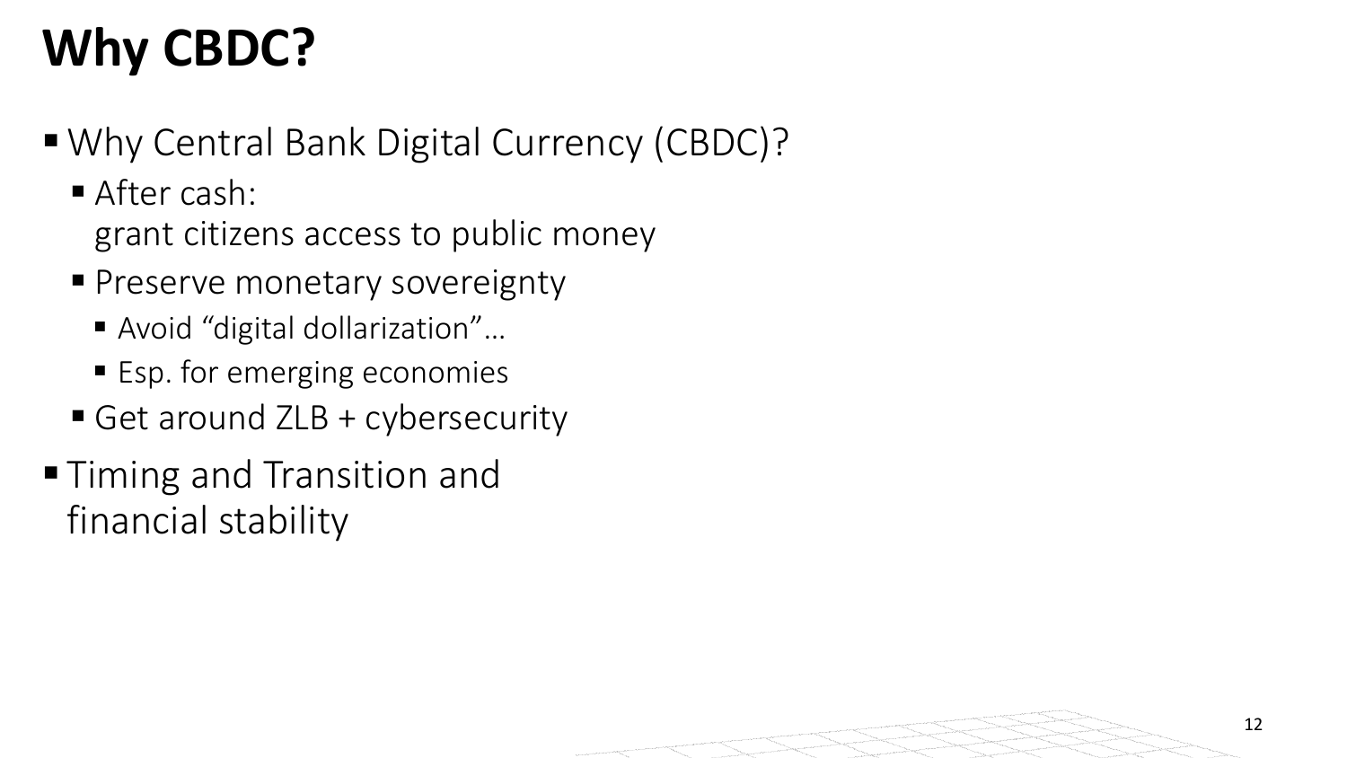# Why CBDC?

- Why Central Bank Digital Currency (CBDC)?
  - After cash:
    grant citizens access to public money
  - Preserve monetary sovereignty
    - Avoid "digital dollarization"…
    - Esp. for emerging economies
  - Get around ZLB + cybersecurity
- Timing and Transition and financial stability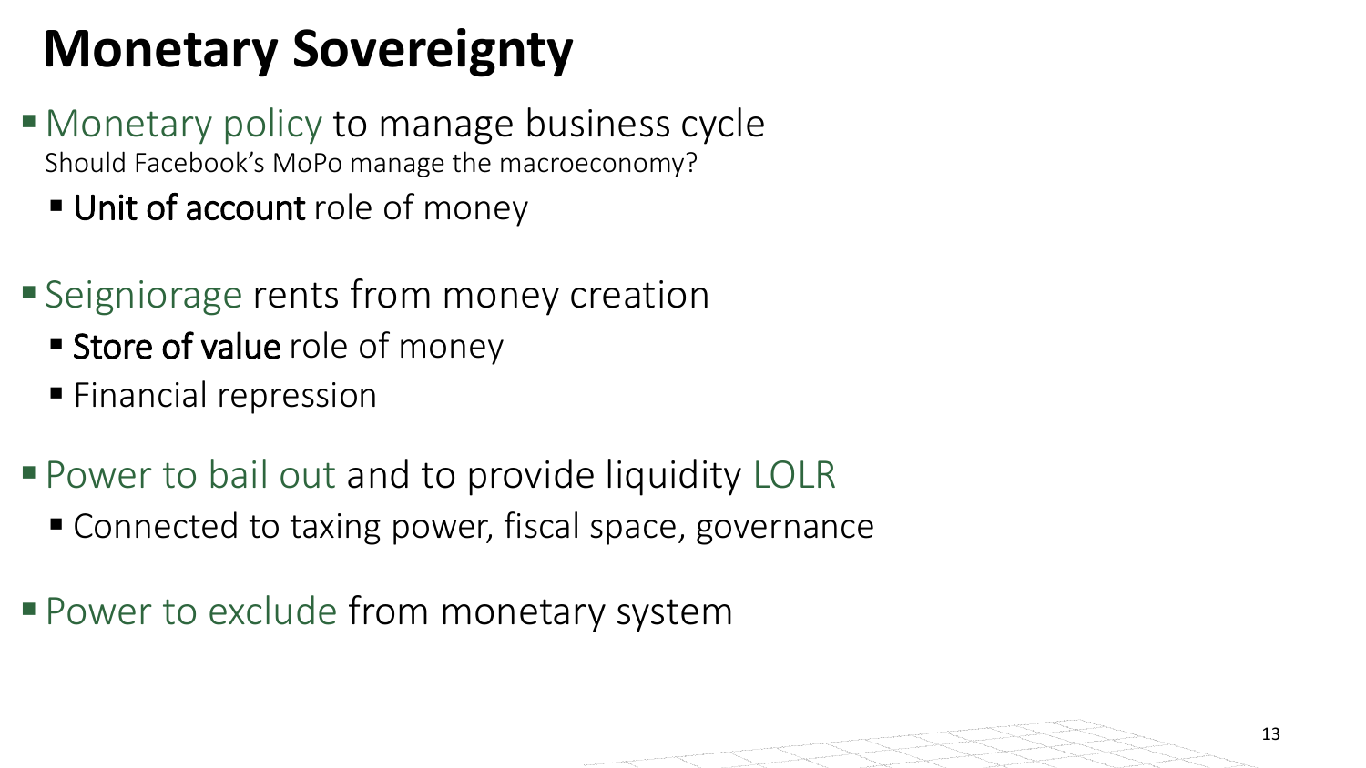# Monetary Sovereignty

- Monetary policy to manage business cycle
  Should Facebook's MoPo manage the macroeconomy?
  - **Unit of account** role of money

- Seigniorage rents from money creation
  - **Store of value** role of money
  - Financial repression

- Power to bail out and to provide liquidity LOLR
  - Connected to taxing power, fiscal space, governance

- Power to exclude from monetary system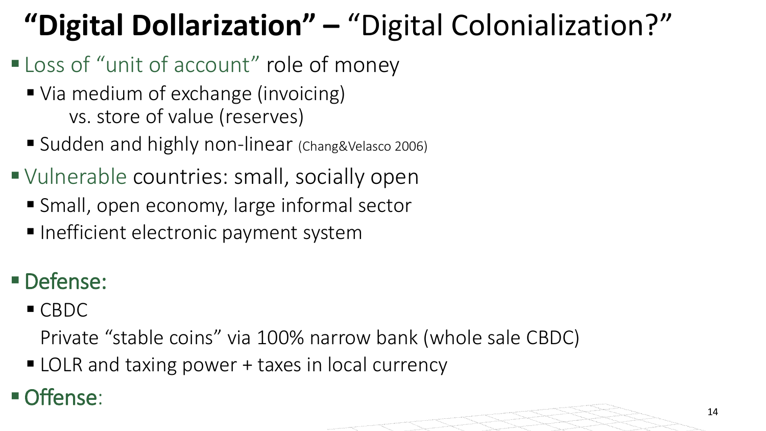# **"Digital Dollarization" –** "Digital Colonialization?"

- Loss of "unit of account" role of money
  - Via medium of exchange (invoicing)
    vs. store of value (reserves)
  - Sudden and highly non-linear (Chang&Velasco 2006)
- Vulnerable countries: small, socially open
  - Small, open economy, large informal sector
  - Inefficient electronic payment system

- Defense:
  - CBDC
    Private "stable coins" via 100% narrow bank (whole sale CBDC)
  - LOLR and taxing power + taxes in local currency
- Offense: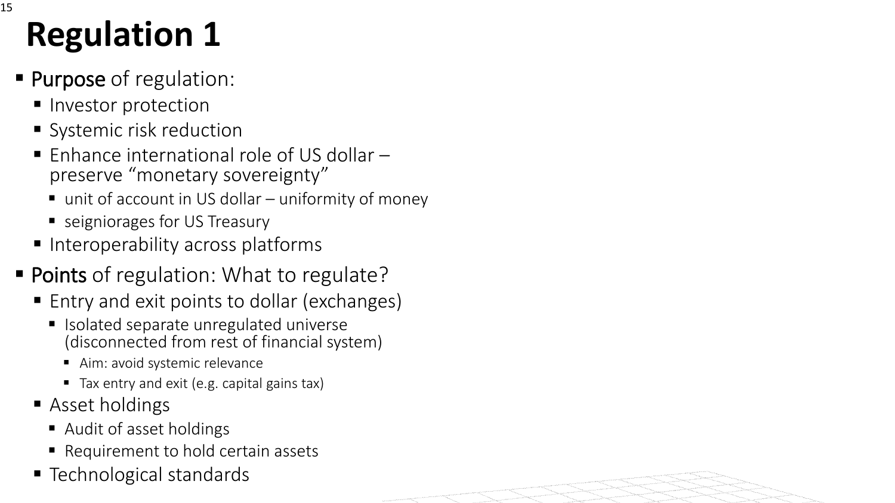# Regulation 1

- **Purpose** of regulation:
  - Investor protection
  - Systemic risk reduction
  - Enhance international role of US dollar – preserve "monetary sovereignty"
    - unit of account in US dollar – uniformity of money
    - seigniorages for US Treasury
  - Interoperability across platforms
- **Points** of regulation: What to regulate?
  - Entry and exit points to dollar (exchanges)
    - Isolated separate unregulated universe (disconnected from rest of financial system)
      - Aim: avoid systemic relevance
      - Tax entry and exit (e.g. capital gains tax)
  - Asset holdings
    - Audit of asset holdings
    - Requirement to hold certain assets
  - Technological standards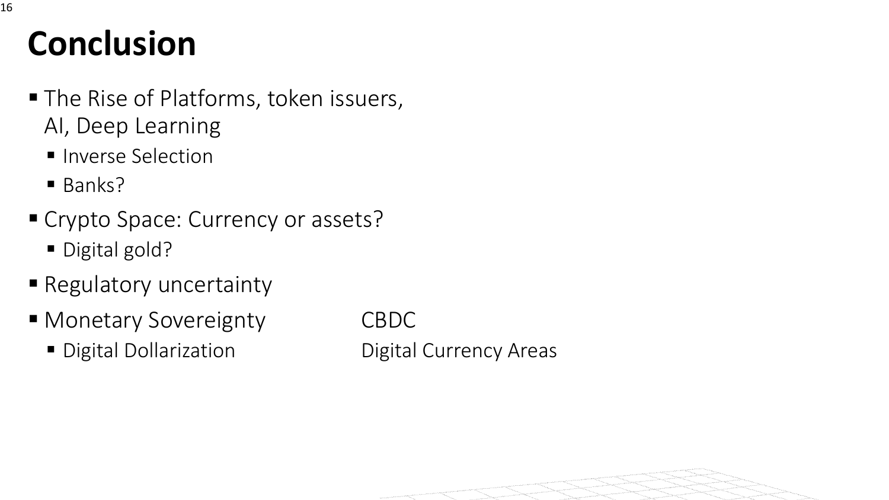# Conclusion

- The Rise of Platforms, token issuers, AI, Deep Learning
  - Inverse Selection
  - Banks?
- Crypto Space: Currency or assets?
  - Digital gold?
- Regulatory uncertainty
- Monetary Sovereignty CBDC
  - Digital Dollarization Digital Currency Areas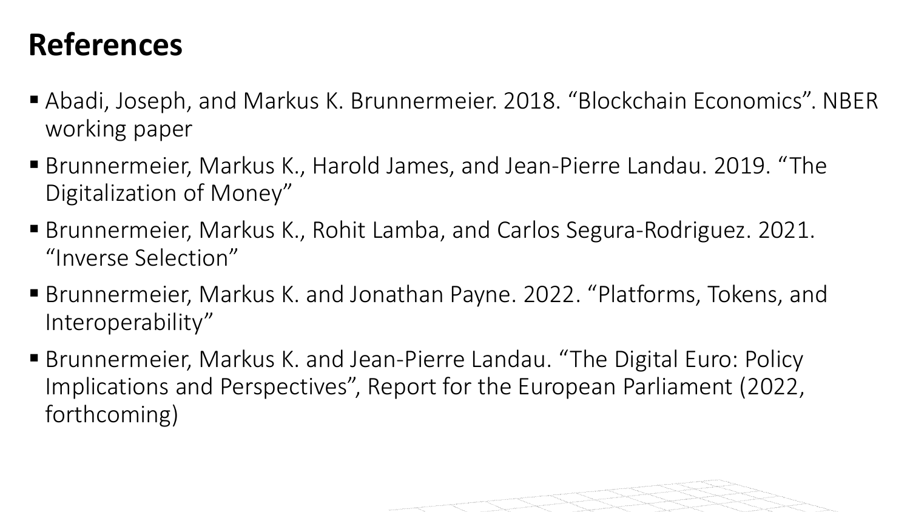# References

- Abadi, Joseph, and Markus K. Brunnermeier. 2018. “Blockchain Economics”. NBER working paper
- Brunnermeier, Markus K., Harold James, and Jean-Pierre Landau. 2019. “The Digitalization of Money”
- Brunnermeier, Markus K., Rohit Lamba, and Carlos Segura-Rodriguez. 2021. “Inverse Selection”
- Brunnermeier, Markus K. and Jonathan Payne. 2022. “Platforms, Tokens, and Interoperability”
- Brunnermeier, Markus K. and Jean-Pierre Landau. “The Digital Euro: Policy Implications and Perspectives”, Report for the European Parliament (2022, forthcoming)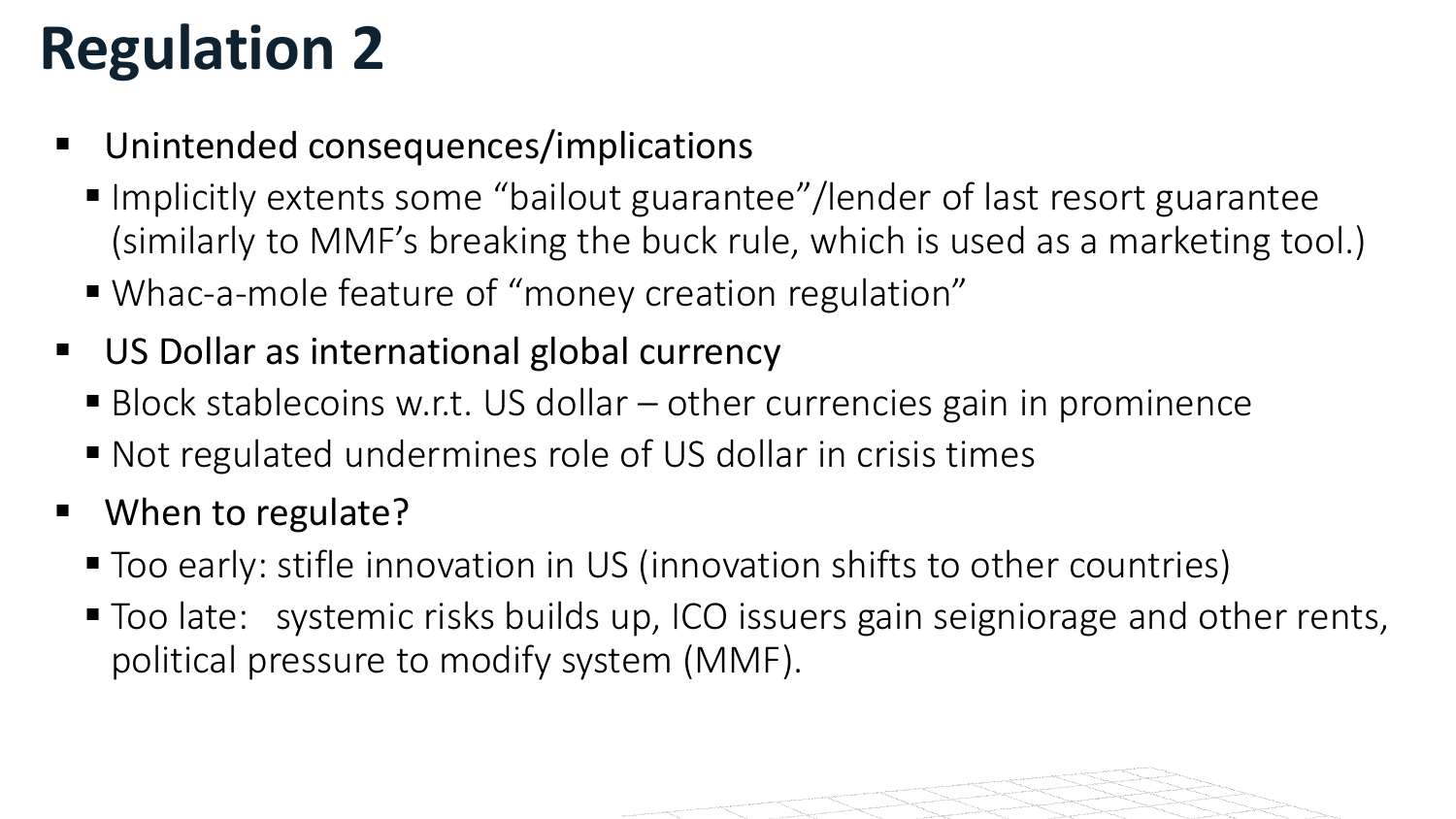# Regulation 2

- Unintended consequences/implications
  - Implicitly extents some "bailout guarantee"/lender of last resort guarantee (similarly to MMF's breaking the buck rule, which is used as a marketing tool.)
  - Whac-a-mole feature of "money creation regulation"
- US Dollar as international global currency
  - Block stablecoins w.r.t. US dollar – other currencies gain in prominence
  - Not regulated undermines role of US dollar in crisis times
- When to regulate?
  - Too early: stifle innovation in US (innovation shifts to other countries)
  - Too late: systemic risks builds up, ICO issuers gain seigniorage and other rents, political pressure to modify system (MMF).